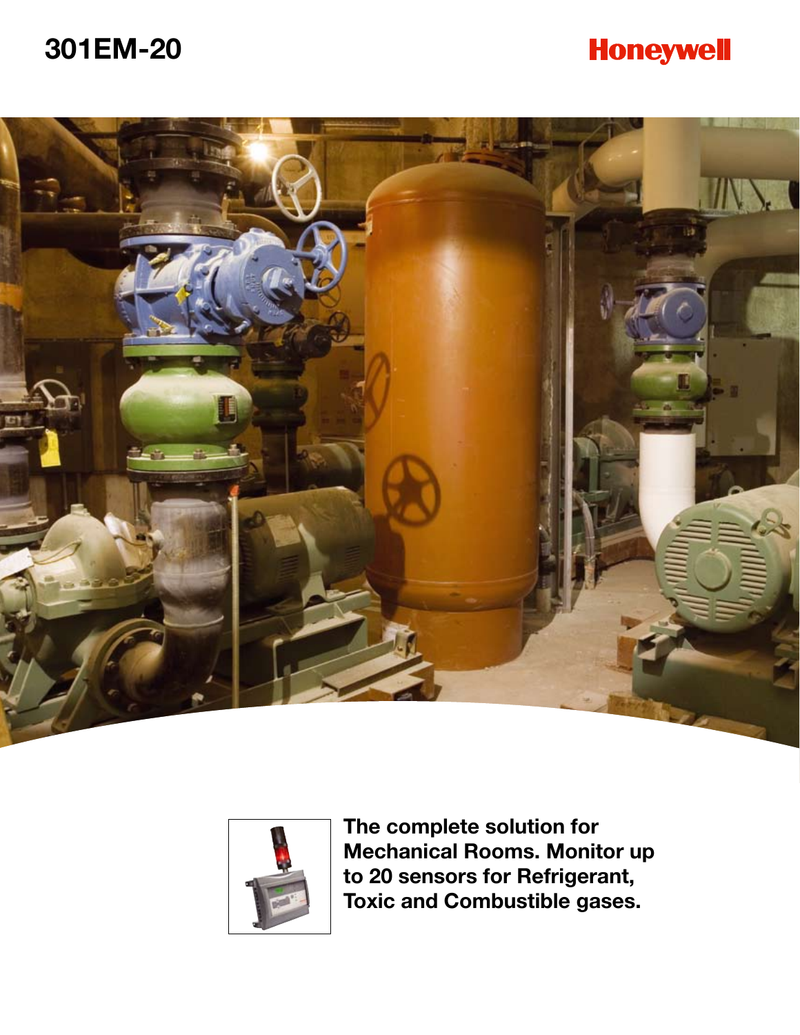# 301EM-20

Honeywell

**The complete solution for Mechanical Rooms. Monitor up to 20 sensors for Refrigerant, Toxic and Combustible gases.**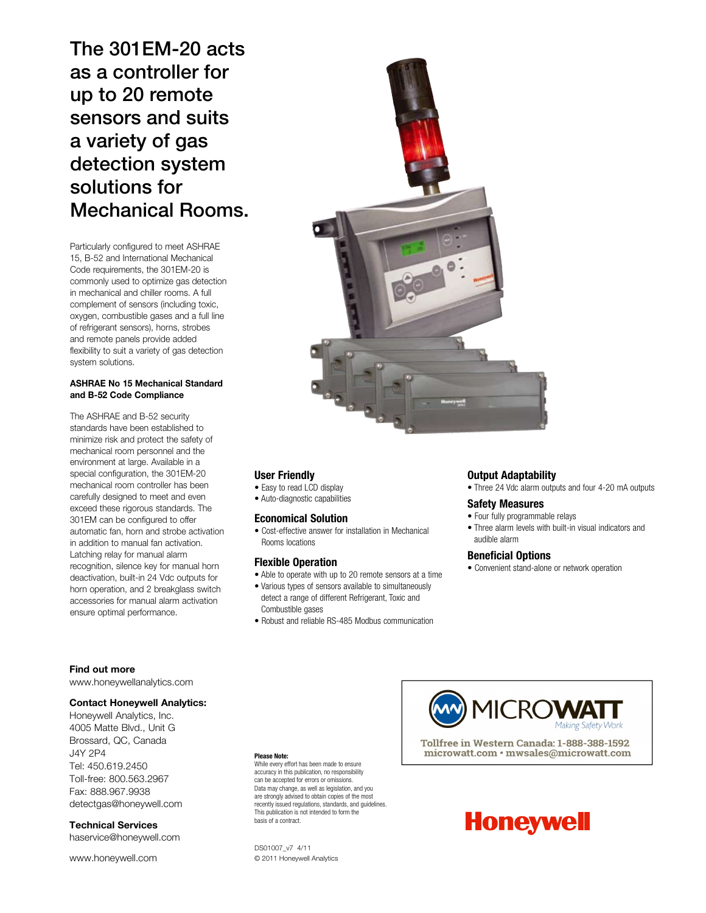# The 301EM-20 acts as a controller for up to 20 remote sensors and suits a variety of gas detection system solutions for Mechanical Rooms.

Particularly configured to meet ASHRAE 15, B-52 and International Mechanical Code requirements, the 301EM-20 is commonly used to optimize gas detection in mechanical and chiller rooms. A full complement of sensors (including toxic, oxygen, combustible gases and a full line of refrigerant sensors), horns, strobes and remote panels provide added flexibility to suit a variety of gas detection system solutions.

**ASHRAE No 15 Mechanical Standard and B-52 Code Compliance**

The ASHRAE and B-52 security standards have been established to minimize risk and protect the safety of mechanical room personnel and the environment at large. Available in a special configuration, the 301EM-20 mechanical room controller has been carefully designed to meet and even exceed these rigorous standards. The 301EM can be configured to offer automatic fan, horn and strobe activation in addition to manual fan activation. Latching relay for manual alarm recognition, silence key for manual horn deactivation, built-in 24 Vdc outputs for horn operation, and 2 breakglass switch accessories for manual alarm activation ensure optimal performance.

### User Friendly

- Easy to read LCD display
- Auto-diagnostic capabilities

### Economical Solution

- Cost-effective answer for installation in Mechanical Rooms locations

### Flexible Operation

- Able to operate with up to 20 remote sensors at a time
- Various types of sensors available to simultaneously detect a range of different Refrigerant, Toxic and Combustible gases
- Robust and reliable RS-485 Modbus communication

### Output Adaptability

- Three 24 Vdc alarm outputs and four 4-20 mA outputs

### Safety Measures

- Four fully programmable relays
- Three alarm levels with built-in visual indicators and audible alarm

### Beneficial Options

- Convenient stand-alone or network operation

**Find out more**
www.honeywellanalytics.com

**Contact Honeywell Analytics:**
Honeywell Analytics, Inc.
4005 Matte Blvd., Unit G
Brossard, QC, Canada
J4Y 2P4
Tel: 450.619.2450
Toll-free: 800.563.2967
Fax: 888.967.9938
detectgas@honeywell.com

**Technical Services**
haservice@honeywell.com

www.honeywell.com

**Please Note:**
While every effort has been made to ensure accuracy in this publication, no responsibility can be accepted for errors or omissions. Data may change, as well as legislation, and you are strongly advised to obtain copies of the most recently issued regulations, standards, and guidelines. This publication is not intended to form the basis of a contract.

DS01007_v7 4/11
© 2011 Honeywell Analytics

MICROWATT
Making Safety Work

**Tollfree in Western Canada: 1-888-388-1592**
**microwatt.com • mwsales@microwatt.com**

Honeywell